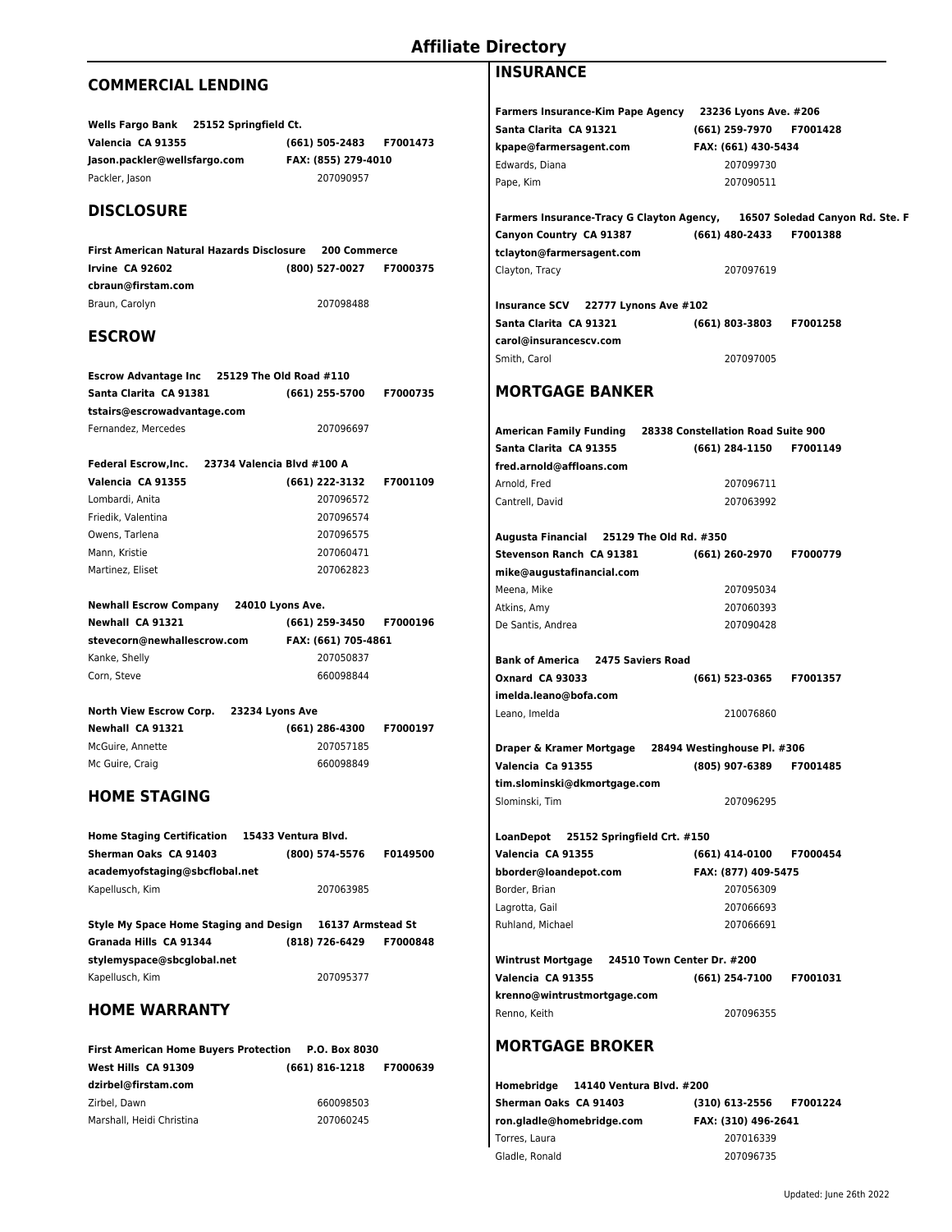# Affiliate Directory

## COMMERCIAL LENDING

**Wells Fargo Bank** **25152 Springfield Ct.**
**Valencia CA 91355** **(661) 505-2483** **F7001473**
**Jason.packler@wellsfargo.com** **FAX: (855) 279-4010**
Packler, Jason 207090957

## DISCLOSURE

**First American Natural Hazards Disclosure** **200 Commerce**
**Irvine CA 92602** **(800) 527-0027** **F7000375**
**cbraun@firstam.com**
Braun, Carolyn 207098488

## ESCROW

**Escrow Advantage Inc** **25129 The Old Road #110**
**Santa Clarita CA 91381** **(661) 255-5700** **F7000735**
**tstairs@escrowadvantage.com**
Fernandez, Mercedes 207096697

**Federal Escrow,Inc.** **23734 Valencia Blvd #100 A**
**Valencia CA 91355** **(661) 222-3132** **F7001109**
Lombardi, Anita 207096572
Friedik, Valentina 207096574
Owens, Tarlena 207096575
Mann, Kristie 207060471
Martinez, Eliset 207062823

**Newhall Escrow Company** **24010 Lyons Ave.**
**Newhall CA 91321** **(661) 259-3450** **F7000196**
**stevecorn@newhallescrow.com** **FAX: (661) 705-4861**
Kanke, Shelly 207050837
Corn, Steve 660098844

**North View Escrow Corp.** **23234 Lyons Ave**
**Newhall CA 91321** **(661) 286-4300** **F7000197**
McGuire, Annette 207057185
Mc Guire, Craig 660098849

## HOME STAGING

**Home Staging Certification** **15433 Ventura Blvd.**
**Sherman Oaks CA 91403** **(800) 574-5576** **F0149500**
**academyofstaging@sbcflobal.net**
Kapellusch, Kim 207063985

**Style My Space Home Staging and Design** **16137 Armstead St**
**Granada Hills CA 91344** **(818) 726-6429** **F7000848**
**stylemyspace@sbcglobal.net**
Kapellusch, Kim 207095377

## HOME WARRANTY

**First American Home Buyers Protection** **P.O. Box 8030**
**West Hills CA 91309** **(661) 816-1218** **F7000639**
**dzirbel@firstam.com**
Zirbel, Dawn 660098503
Marshall, Heidi Christina 207060245

## INSURANCE

**Farmers Insurance-Kim Pape Agency** **23236 Lyons Ave. #206**
**Santa Clarita CA 91321** **(661) 259-7970** **F7001428**
**kpape@farmersagent.com** **FAX: (661) 430-5434**
Edwards, Diana 207099730
Pape, Kim 207090511

**Farmers Insurance-Tracy G Clayton Agency,** **16507 Soledad Canyon Rd. Ste. F**
**Canyon Country CA 91387** **(661) 480-2433** **F7001388**
**tclayton@farmersagent.com**
Clayton, Tracy 207097619

**Insurance SCV** **22777 Lyons Ave #102**
**Santa Clarita CA 91321** **(661) 803-3803** **F7001258**
**carol@insurancescv.com**
Smith, Carol 207097005

## MORTGAGE BANKER

**American Family Funding** **28338 Constellation Road Suite 900**
**Santa Clarita CA 91355** **(661) 284-1150** **F7001149**
**fred.arnold@affloans.com**
Arnold, Fred 207096711
Cantrell, David 207063992

**Augusta Financial** **25129 The Old Rd. #350**
**Stevenson Ranch CA 91381** **(661) 260-2970** **F7000779**
**mike@augustafinancial.com**
Meena, Mike 207095034
Atkins, Amy 207060393
De Santis, Andrea 207090428

**Bank of America** **2475 Saviers Road**
**Oxnard CA 93033** **(661) 523-0365** **F7001357**
**imelda.leano@bofa.com**
Leano, Imelda 210076860

**Draper & Kramer Mortgage** **28494 Westinghouse Pl. #306**
**Valencia Ca 91355** **(805) 907-6389** **F7001485**
**tim.slominski@dkmortgage.com**
Slominski, Tim 207096295

**LoanDepot** **25152 Springfield Crt. #150**
**Valencia CA 91355** **(661) 414-0100** **F7000454**
**bborder@loandepot.com** **FAX: (877) 409-5475**
Border, Brian 207056309
Lagrotta, Gail 207066693
Ruhland, Michael 207066691

**Wintrust Mortgage** **24510 Town Center Dr. #200**
**Valencia CA 91355** **(661) 254-7100** **F7001031**
**krenno@wintrustmortgage.com**
Renno, Keith 207096355

## MORTGAGE BROKER

**Homebridge** **14140 Ventura Blvd. #200**
**Sherman Oaks CA 91403** **(310) 613-2556** **F7001224**
**ron.gladle@homebridge.com** **FAX: (310) 496-2641**
Torres, Laura 207016339
Gladle, Ronald 207096735

Updated: June 26th 2022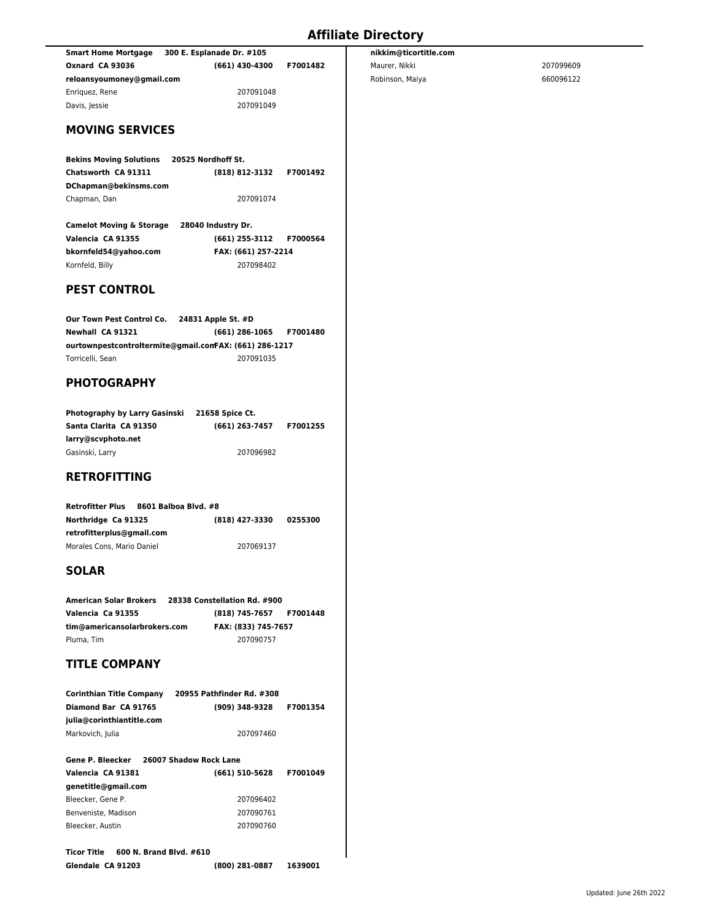# Affiliate Directory

**Smart Home Mortgage** **300 E. Esplanade Dr. #105**
**Oxnard CA 93036** **(661) 430-4300** **F7001482**
**reloansyoumoney@gmail.com**
Enriquez, Rene 207091048
Davis, Jessie 207091049

## MOVING SERVICES

**Bekins Moving Solutions** **20525 Nordhoff St.**
**Chatsworth CA 91311** **(818) 812-3132** **F7001492**
**DChapman@bekinsms.com**
Chapman, Dan 207091074

**Camelot Moving & Storage** **28040 Industry Dr.**
**Valencia CA 91355** **(661) 255-3112** **F7000564**
**bkornfeld54@yahoo.com** **FAX: (661) 257-2214**
Kornfeld, Billy 207098402

## PEST CONTROL

**Our Town Pest Control Co.** **24831 Apple St. #D**
**Newhall CA 91321** **(661) 286-1065** **F7001480**
**ourtownpestcontroltermite@gmail.com** **FAX: (661) 286-1217**
Torricelli, Sean 207091035

## PHOTOGRAPHY

**Photography by Larry Gasinski** **21658 Spice Ct.**
**Santa Clarita CA 91350** **(661) 263-7457** **F7001255**
**larry@scvphoto.net**
Gasinski, Larry 207096982

## RETROFITTING

**Retrofitter Plus** **8601 Balboa Blvd. #8**
**Northridge Ca 91325** **(818) 427-3330** **0255300**
**retrofitterplus@gmail.com**
Morales Cons, Mario Daniel 207069137

## SOLAR

**American Solar Brokers** **28338 Constellation Rd. #900**
**Valencia Ca 91355** **(818) 745-7657** **F7001448**
**tim@americansolarbrokers.com** **FAX: (833) 745-7657**
Pluma, Tim 207090757

## TITLE COMPANY

**Corinthian Title Company** **20955 Pathfinder Rd. #308**
**Diamond Bar CA 91765** **(909) 348-9328** **F7001354**
**julia@corinthiantitle.com**
Markovich, Julia 207097460

**Gene P. Bleecker** **26007 Shadow Rock Lane**
**Valencia CA 91381** **(661) 510-5628** **F7001049**
**genetitle@gmail.com**
Bleecker, Gene P. 207096402
Benveniste, Madison 207090761
Bleecker, Austin 207090760

**Ticor Title** **600 N. Brand Blvd. #610**
**Glendale CA 91203** **(800) 281-0887** **1639001**
**nikkim@ticortitle.com**
Maurer, Nikki 207099609
Robinson, Maiya 660096122